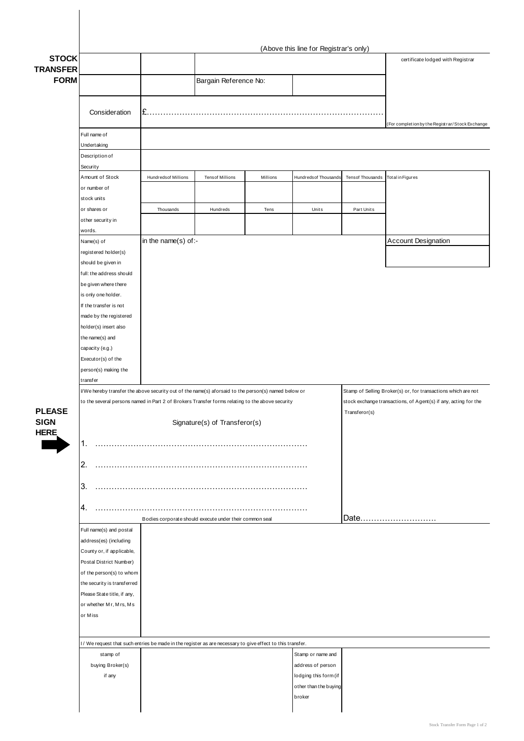# STOCK TRANSFER FORM

(Above this line for Registrar's only)

| | | | | | | certificate lodged with Registrar |
|---|---|---|---|---|---|---|
| | | Bargain Reference No: | | | | |
| Consideration | £...................................................................................... | | | | | (For completion by the Registrar/Stock Exchange |

| | |
|---|---|
| Full name of Undertaking | |
| Description of Security | |

| Amount of Stock or number of stock units or shares or other security in words. | Hundreds of Millions | Tens of Millions | Millions | Hundreds of Thousands | Tens of Thousands | Total in Figures |
|---|---|---|---|---|---|---|
| | | | | | | |
| | Thousands | Hundreds | Tens | Units | Part Units | |
| | | | | | | |

| | | |
|---|---|---|
| Name(s) of registered holder(s) should be given in full: the address should be given where there is only one holder. If the transfer is not made by the registered holder(s) insert also the name(s) and capacity (e.g.) Executor(s) of the person(s) making the transfer | in the name(s) of:- | Account Designation |

I/We hereby transfer the above security out of the name(s) aforsaid to the person(s) named below or to the several persons named in Part 2 of Brokers Transfer forms relating to the above security

Stamp of Selling Broker(s) or, for transactions which are not stock exchange transactions, of Agent(s) if any, acting for the Transferor(s)

**PLEASE SIGN HERE**

Signature(s) of Transferor(s)

1. ............................................................................

2. ............................................................................

3. ............................................................................

4. ............................................................................

Bodies corporate should execute under their common seal

Date............................

| | |
|---|---|
| Full name(s) and postal address(es) (including County or, if applicable, Postal District Number) of the person(s) to whom the security is transferred Please State title, if any, or whether Mr, Mrs, Ms or Miss | |

I / We request that such entries be made in the register as are necessary to give effect to this transfer.

| stamp of buying Broker(s) if any | | Stamp or name and address of person lodging this form (if other than the buying broker | |
|---|---|---|---|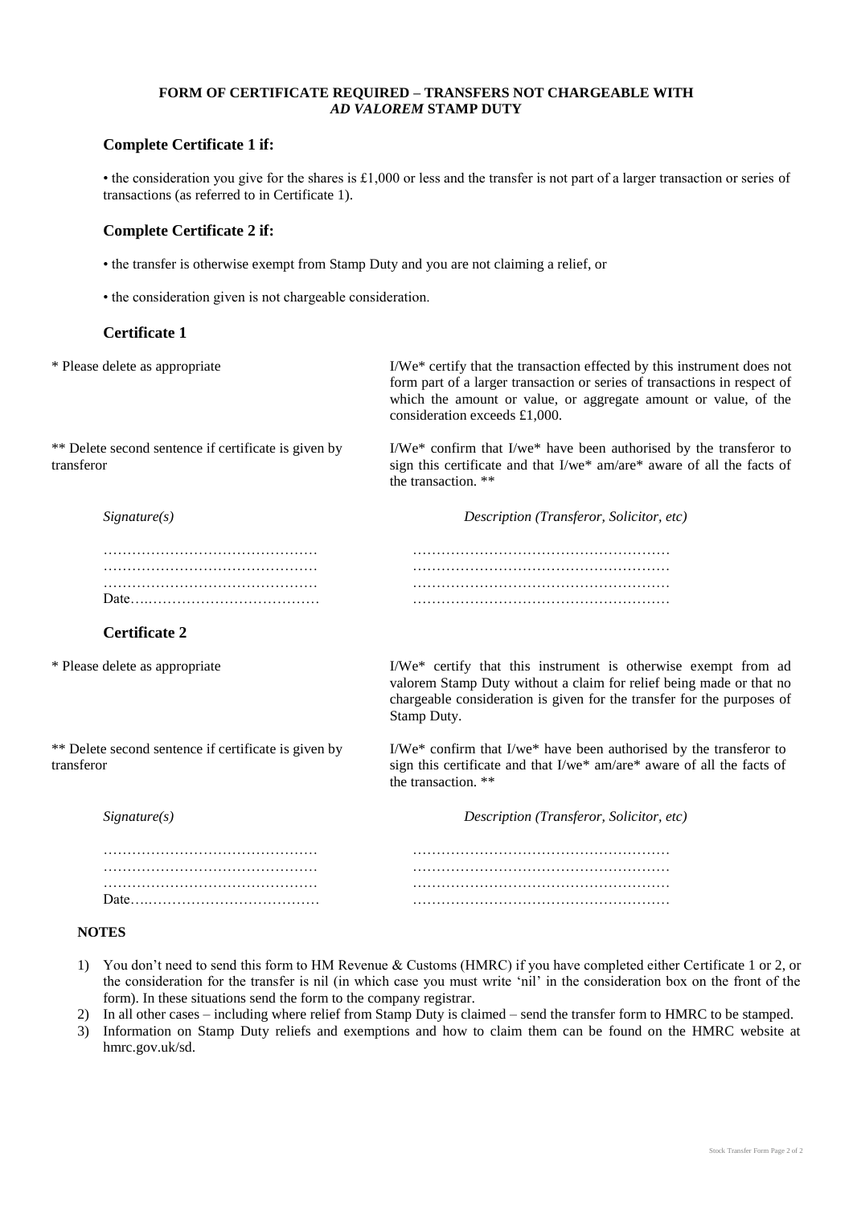**FORM OF CERTIFICATE REQUIRED – TRANSFERS NOT CHARGEABLE WITH *AD VALOREM* STAMP DUTY**

## Complete Certificate 1 if:

- the consideration you give for the shares is £1,000 or less and the transfer is not part of a larger transaction or series of transactions (as referred to in Certificate 1).

## Complete Certificate 2 if:

- the transfer is otherwise exempt from Stamp Duty and you are not claiming a relief, or
- the consideration given is not chargeable consideration.

## Certificate 1

\* Please delete as appropriate

I/We* certify that the transaction effected by this instrument does not form part of a larger transaction or series of transactions in respect of which the amount or value, or aggregate amount or value, of the consideration exceeds £1,000.

** Delete second sentence if certificate is given by transferor

I/We* confirm that I/we* have been authorised by the transferor to sign this certificate and that I/we* am/are* aware of all the facts of the transaction. **

| *Signature(s)* | *Description (Transferor, Solicitor, etc)* |
|---|---|
| ……………………………………… | ……………………………………………… |
| ……………………………………… | ……………………………………………… |
| ……………………………………… | ……………………………………………… |
| Date………………………………… | ……………………………………………… |

## Certificate 2

\* Please delete as appropriate

I/We* certify that this instrument is otherwise exempt from ad valorem Stamp Duty without a claim for relief being made or that no chargeable consideration is given for the transfer for the purposes of Stamp Duty.

** Delete second sentence if certificate is given by transferor

I/We* confirm that I/we* have been authorised by the transferor to sign this certificate and that I/we* am/are* aware of all the facts of the transaction. **

| *Signature(s)* | *Description (Transferor, Solicitor, etc)* |
|---|---|
| ……………………………………… | ……………………………………………… |
| ……………………………………… | ……………………………………………… |
| ……………………………………… | ……………………………………………… |
| Date………………………………… | ……………………………………………… |

**NOTES**

1) You don't need to send this form to HM Revenue & Customs (HMRC) if you have completed either Certificate 1 or 2, or the consideration for the transfer is nil (in which case you must write 'nil' in the consideration box on the front of the form). In these situations send the form to the company registrar.
2) In all other cases – including where relief from Stamp Duty is claimed – send the transfer form to HMRC to be stamped.
3) Information on Stamp Duty reliefs and exemptions and how to claim them can be found on the HMRC website at hmrc.gov.uk/sd.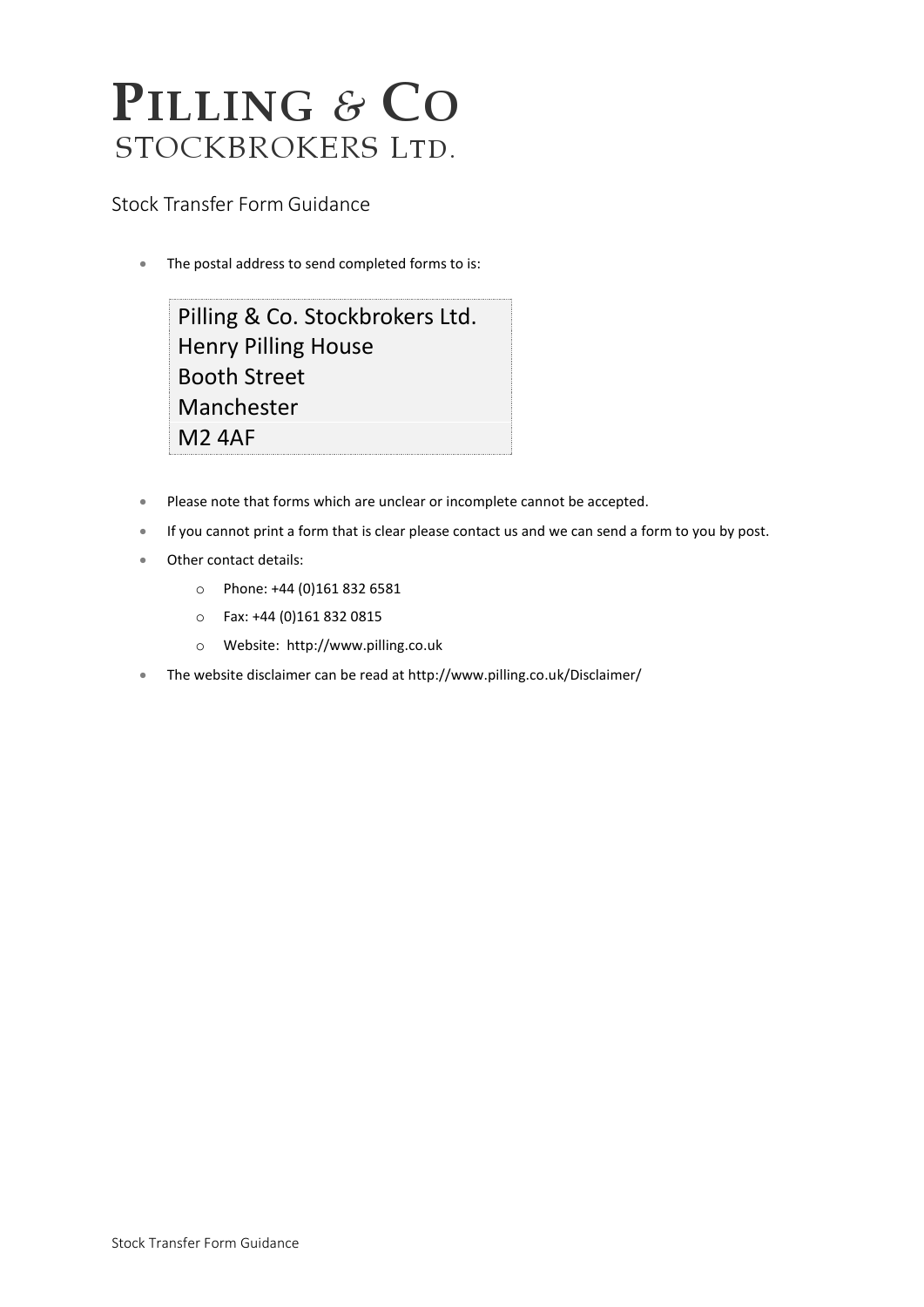# PILLING & CO
STOCKBROKERS LTD.

## Stock Transfer Form Guidance

- The postal address to send completed forms to is:

  Pilling & Co. Stockbrokers Ltd.
  Henry Pilling House
  Booth Street
  Manchester
  M2 4AF

- Please note that forms which are unclear or incomplete cannot be accepted.
- If you cannot print a form that is clear please contact us and we can send a form to you by post.
- Other contact details:
  - Phone: +44 (0)161 832 6581
  - Fax: +44 (0)161 832 0815
  - Website: http://www.pilling.co.uk
- The website disclaimer can be read at http://www.pilling.co.uk/Disclaimer/